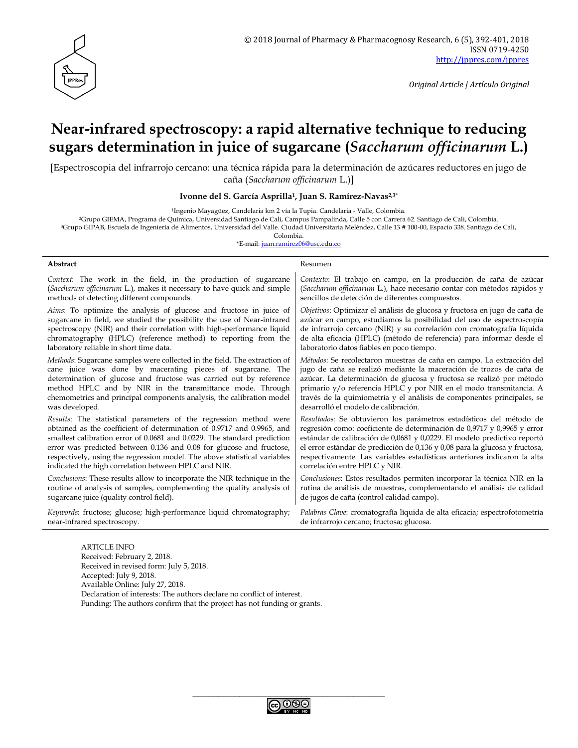# Near-infrared spectroscopy: a rapid alternative technique to reducing sugars determination in juice of sugarcane (*Saccharum officinarum* L.)

[Espectroscopia del infrarrojo cercano: una técnica rápida para la determinación de azúcares reductores en jugo de caña (*Saccharum officinarum* L.)]

**Ivonne del S. García Asprilla[1], Juan S. Ramírez-Navas[2,3]***

[1]Ingenio Mayagüez, Candelaria km 2 vía la Tupia. Candelaria - Valle, Colombia.
[2]Grupo GIEMA, Programa de Química, Universidad Santiago de Cali, Campus Pampalinda, Calle 5 con Carrera 62. Santiago de Cali, Colombia.
[3]Grupo GIPAB, Escuela de Ingeniería de Alimentos, Universidad del Valle. Ciudad Universitaria Meléndez, Calle 13 # 100-00, Espacio 338. Santiago de Cali, Colombia.
*E-mail: juan.ramirez06@usc.edu.co

## Abstract

*Context*: The work in the field, in the production of sugarcane (*Saccharum officinarum* L.), makes it necessary to have quick and simple methods of detecting different compounds.

*Aims*: To optimize the analysis of glucose and fructose in juice of sugarcane in field, we studied the possibility the use of Near-infrared spectroscopy (NIR) and their correlation with high-performance liquid chromatography (HPLC) (reference method) to reporting from the laboratory reliable in short time data.

*Methods*: Sugarcane samples were collected in the field. The extraction of cane juice was done by macerating pieces of sugarcane. The determination of glucose and fructose was carried out by reference method HPLC and by NIR in the transmittance mode. Through chemometrics and principal components analysis, the calibration model was developed.

*Results*: The statistical parameters of the regression method were obtained as the coefficient of determination of 0.9717 and 0.9965, and smallest calibration error of 0.0681 and 0.0229. The standard prediction error was predicted between 0.136 and 0.08 for glucose and fructose, respectively, using the regression model. The above statistical variables indicated the high correlation between HPLC and NIR.

*Conclusions*: These results allow to incorporate the NIR technique in the routine of analysis of samples, complementing the quality analysis of sugarcane juice (quality control field).

*Keywords*: fructose; glucose; high-performance liquid chromatography; near-infrared spectroscopy.

## Resumen

*Contexto*: El trabajo en campo, en la producción de caña de azúcar (*Saccharum officinarum* L.), hace necesario contar con métodos rápidos y sencillos de detección de diferentes compuestos.

*Objetivos*: Optimizar el análisis de glucosa y fructosa en jugo de caña de azúcar en campo, estudiamos la posibilidad del uso de espectroscopía de infrarrojo cercano (NIR) y su correlación con cromatografía líquida de alta eficacia (HPLC) (método de referencia) para informar desde el laboratorio datos fiables en poco tiempo.

*Métodos*: Se recolectaron muestras de caña en campo. La extracción del jugo de caña se realizó mediante la maceración de trozos de caña de azúcar. La determinación de glucosa y fructosa se realizó por método primario y/o referencia HPLC y por NIR en el modo transmitancia. A través de la quimiometría y el análisis de componentes principales, se desarrolló el modelo de calibración.

*Resultados*: Se obtuvieron los parámetros estadísticos del método de regresión como: coeficiente de determinación de 0,9717 y 0,9965 y error estándar de calibración de 0,0681 y 0,0229. El modelo predictivo reportó el error estándar de predicción de 0,136 y 0,08 para la glucosa y fructosa, respectivamente. Las variables estadísticas anteriores indicaron la alta correlación entre HPLC y NIR.

*Conclusiones*: Estos resultados permiten incorporar la técnica NIR en la rutina de análisis de muestras, complementando el análisis de calidad de jugos de caña (control calidad campo).

*Palabras Clave*: cromatografía líquida de alta eficacia; espectrofotometría de infrarrojo cercano; fructosa; glucosa.

ARTICLE INFO
Received: February 2, 2018.
Received in revised form: July 5, 2018.
Accepted: July 9, 2018.
Available Online: July 27, 2018.
Declaration of interests: The authors declare no conflict of interest.
Funding: The authors confirm that the project has not funding or grants.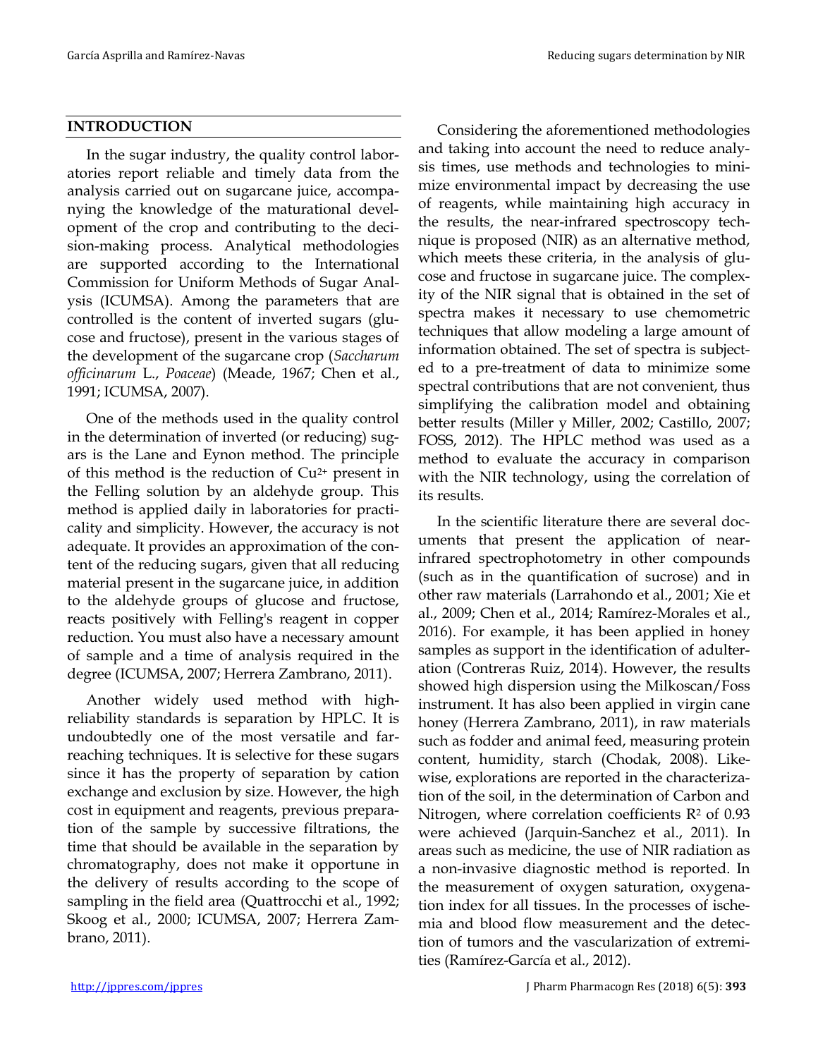## INTRODUCTION

In the sugar industry, the quality control laboratories report reliable and timely data from the analysis carried out on sugarcane juice, accompanying the knowledge of the maturational development of the crop and contributing to the decision-making process. Analytical methodologies are supported according to the International Commission for Uniform Methods of Sugar Analysis (ICUMSA). Among the parameters that are controlled is the content of inverted sugars (glucose and fructose), present in the various stages of the development of the sugarcane crop (*Saccharum officinarum* L., *Poaceae*) (Meade, 1967; Chen et al., 1991; ICUMSA, 2007).

One of the methods used in the quality control in the determination of inverted (or reducing) sugars is the Lane and Eynon method. The principle of this method is the reduction of $Cu^{2+}$ present in the Felling solution by an aldehyde group. This method is applied daily in laboratories for practicality and simplicity. However, the accuracy is not adequate. It provides an approximation of the content of the reducing sugars, given that all reducing material present in the sugarcane juice, in addition to the aldehyde groups of glucose and fructose, reacts positively with Felling's reagent in copper reduction. You must also have a necessary amount of sample and a time of analysis required in the degree (ICUMSA, 2007; Herrera Zambrano, 2011).

Another widely used method with high-reliability standards is separation by HPLC. It is undoubtedly one of the most versatile and far-reaching techniques. It is selective for these sugars since it has the property of separation by cation exchange and exclusion by size. However, the high cost in equipment and reagents, previous preparation of the sample by successive filtrations, the time that should be available in the separation by chromatography, does not make it opportune in the delivery of results according to the scope of sampling in the field area (Quattrocchi et al., 1992; Skoog et al., 2000; ICUMSA, 2007; Herrera Zambrano, 2011).

Considering the aforementioned methodologies and taking into account the need to reduce analysis times, use methods and technologies to minimize environmental impact by decreasing the use of reagents, while maintaining high accuracy in the results, the near-infrared spectroscopy technique is proposed (NIR) as an alternative method, which meets these criteria, in the analysis of glucose and fructose in sugarcane juice. The complexity of the NIR signal that is obtained in the set of spectra makes it necessary to use chemometric techniques that allow modeling a large amount of information obtained. The set of spectra is subjected to a pre-treatment of data to minimize some spectral contributions that are not convenient, thus simplifying the calibration model and obtaining better results (Miller y Miller, 2002; Castillo, 2007; FOSS, 2012). The HPLC method was used as a method to evaluate the accuracy in comparison with the NIR technology, using the correlation of its results.

In the scientific literature there are several documents that present the application of near-infrared spectrophotometry in other compounds (such as in the quantification of sucrose) and in other raw materials (Larrahondo et al., 2001; Xie et al., 2009; Chen et al., 2014; Ramírez-Morales et al., 2016). For example, it has been applied in honey samples as support in the identification of adulteration (Contreras Ruiz, 2014). However, the results showed high dispersion using the Milkoscan/Foss instrument. It has also been applied in virgin cane honey (Herrera Zambrano, 2011), in raw materials such as fodder and animal feed, measuring protein content, humidity, starch (Chodak, 2008). Likewise, explorations are reported in the characterization of the soil, in the determination of Carbon and Nitrogen, where correlation coefficients $R^2$ of 0.93 were achieved (Jarquin-Sanchez et al., 2011). In areas such as medicine, the use of NIR radiation as a non-invasive diagnostic method is reported. In the measurement of oxygen saturation, oxygenation index for all tissues. In the processes of ischemia and blood flow measurement and the detection of tumors and the vascularization of extremities (Ramírez-García et al., 2012).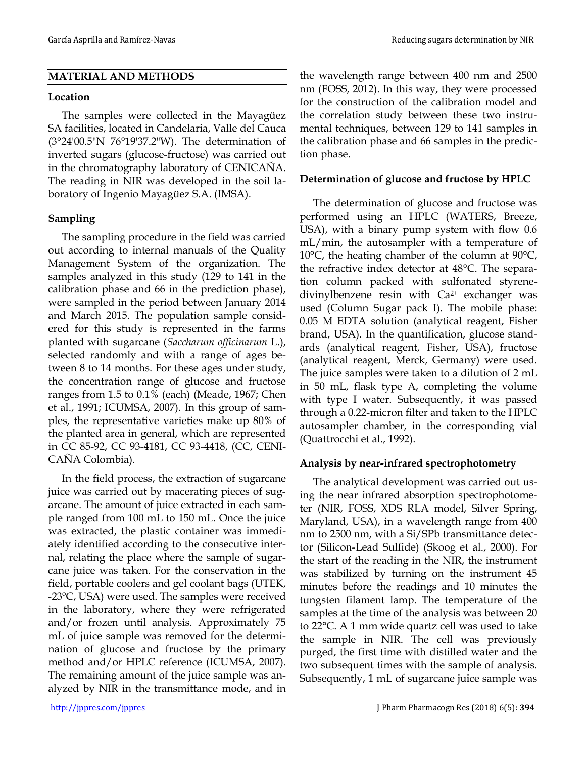## MATERIAL AND METHODS

### Location

The samples were collected in the Mayagüez SA facilities, located in Candelaria, Valle del Cauca (3°24'00.5"N 76°19'37.2"W). The determination of inverted sugars (glucose-fructose) was carried out in the chromatography laboratory of CENICAÑA. The reading in NIR was developed in the soil laboratory of Ingenio Mayagüez S.A. (IMSA).

### Sampling

The sampling procedure in the field was carried out according to internal manuals of the Quality Management System of the organization. The samples analyzed in this study (129 to 141 in the calibration phase and 66 in the prediction phase), were sampled in the period between January 2014 and March 2015. The population sample considered for this study is represented in the farms planted with sugarcane (*Saccharum officinarum* L.), selected randomly and with a range of ages between 8 to 14 months. For these ages under study, the concentration range of glucose and fructose ranges from 1.5 to 0.1% (each) (Meade, 1967; Chen et al., 1991; ICUMSA, 2007). In this group of samples, the representative varieties make up 80% of the planted area in general, which are represented in CC 85-92, CC 93-4181, CC 93-4418, (CC, CENICAÑA Colombia).

In the field process, the extraction of sugarcane juice was carried out by macerating pieces of sugarcane. The amount of juice extracted in each sample ranged from 100 mL to 150 mL. Once the juice was extracted, the plastic container was immediately identified according to the consecutive internal, relating the place where the sample of sugarcane juice was taken. For the conservation in the field, portable coolers and gel coolant bags (UTEK, -23ºC, USA) were used. The samples were received in the laboratory, where they were refrigerated and/or frozen until analysis. Approximately 75 mL of juice sample was removed for the determination of glucose and fructose by the primary method and/or HPLC reference (ICUMSA, 2007). The remaining amount of the juice sample was analyzed by NIR in the transmittance mode, and in the wavelength range between 400 nm and 2500 nm (FOSS, 2012). In this way, they were processed for the construction of the calibration model and the correlation study between these two instrumental techniques, between 129 to 141 samples in the calibration phase and 66 samples in the prediction phase.

### Determination of glucose and fructose by HPLC

The determination of glucose and fructose was performed using an HPLC (WATERS, Breeze, USA), with a binary pump system with flow 0.6 mL/min, the autosampler with a temperature of 10°C, the heating chamber of the column at 90°C, the refractive index detector at 48°C. The separation column packed with sulfonated styrene-divinylbenzene resin with $Ca^{2+}$ exchanger was used (Column Sugar pack I). The mobile phase: 0.05 M EDTA solution (analytical reagent, Fisher brand, USA). In the quantification, glucose standards (analytical reagent, Fisher, USA), fructose (analytical reagent, Merck, Germany) were used. The juice samples were taken to a dilution of 2 mL in 50 mL, flask type A, completing the volume with type I water. Subsequently, it was passed through a 0.22-micron filter and taken to the HPLC autosampler chamber, in the corresponding vial (Quattrocchi et al., 1992).

### Analysis by near-infrared spectrophotometry

The analytical development was carried out using the near infrared absorption spectrophotometer (NIR, FOSS, XDS RLA model, Silver Spring, Maryland, USA), in a wavelength range from 400 nm to 2500 nm, with a Si/SPb transmittance detector (Silicon-Lead Sulfide) (Skoog et al., 2000). For the start of the reading in the NIR, the instrument was stabilized by turning on the instrument 45 minutes before the readings and 10 minutes the tungsten filament lamp. The temperature of the samples at the time of the analysis was between 20 to 22°C. A 1 mm wide quartz cell was used to take the sample in NIR. The cell was previously purged, the first time with distilled water and the two subsequent times with the sample of analysis. Subsequently, 1 mL of sugarcane juice sample was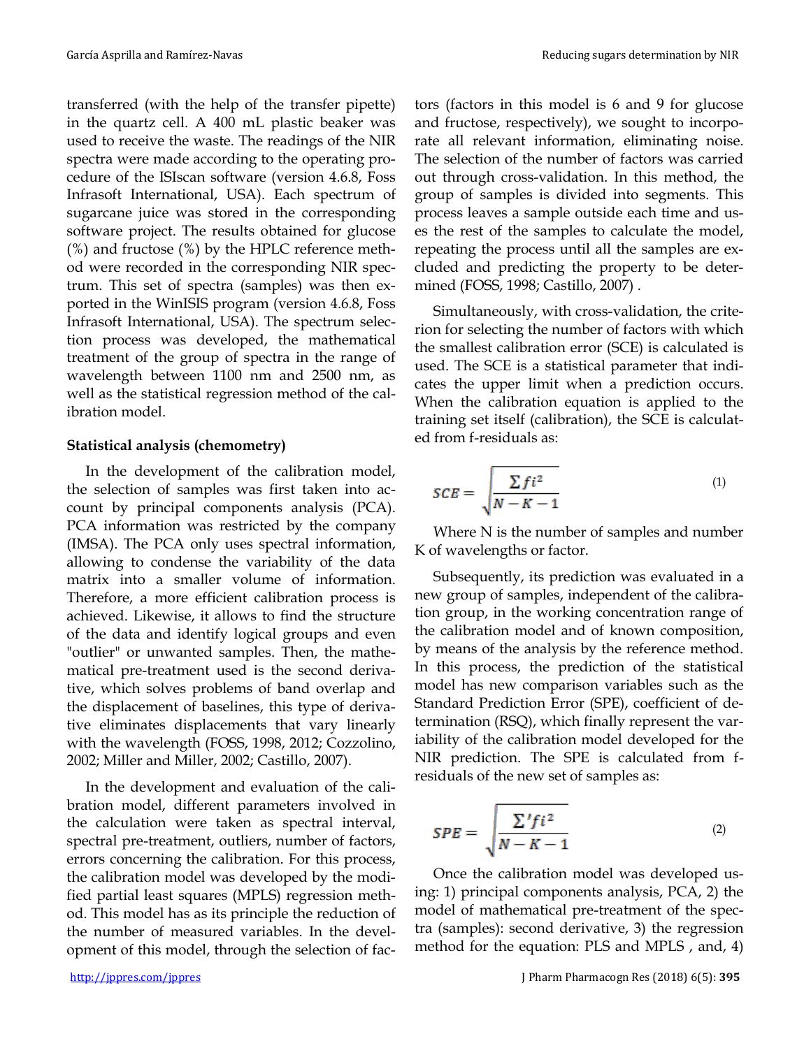transferred (with the help of the transfer pipette) in the quartz cell. A 400 mL plastic beaker was used to receive the waste. The readings of the NIR spectra were made according to the operating procedure of the ISIscan software (version 4.6.8, Foss Infrasoft International, USA). Each spectrum of sugarcane juice was stored in the corresponding software project. The results obtained for glucose (%) and fructose (%) by the HPLC reference method were recorded in the corresponding NIR spectrum. This set of spectra (samples) was then exported in the WinISIS program (version 4.6.8, Foss Infrasoft International, USA). The spectrum selection process was developed, the mathematical treatment of the group of spectra in the range of wavelength between 1100 nm and 2500 nm, as well as the statistical regression method of the calibration model.

**Statistical analysis (chemometry)**

In the development of the calibration model, the selection of samples was first taken into account by principal components analysis (PCA). PCA information was restricted by the company (IMSA). The PCA only uses spectral information, allowing to condense the variability of the data matrix into a smaller volume of information. Therefore, a more efficient calibration process is achieved. Likewise, it allows to find the structure of the data and identify logical groups and even "outlier" or unwanted samples. Then, the mathematical pre-treatment used is the second derivative, which solves problems of band overlap and the displacement of baselines, this type of derivative eliminates displacements that vary linearly with the wavelength (FOSS, 1998, 2012; Cozzolino, 2002; Miller and Miller, 2002; Castillo, 2007).

In the development and evaluation of the calibration model, different parameters involved in the calculation were taken as spectral interval, spectral pre-treatment, outliers, number of factors, errors concerning the calibration. For this process, the calibration model was developed by the modified partial least squares (MPLS) regression method. This model has as its principle the reduction of the number of measured variables. In the development of this model, through the selection of factors (factors in this model is 6 and 9 for glucose and fructose, respectively), we sought to incorporate all relevant information, eliminating noise. The selection of the number of factors was carried out through cross-validation. In this method, the group of samples is divided into segments. This process leaves a sample outside each time and uses the rest of the samples to calculate the model, repeating the process until all the samples are excluded and predicting the property to be determined (FOSS, 1998; Castillo, 2007) .

Simultaneously, with cross-validation, the criterion for selecting the number of factors with which the smallest calibration error (SCE) is calculated is used. The SCE is a statistical parameter that indicates the upper limit when a prediction occurs. When the calibration equation is applied to the training set itself (calibration), the SCE is calculated from f-residuals as:

$$SCE = \sqrt{\frac{\sum fi^2}{N-K-1}} \tag{1}$$

Where N is the number of samples and number K of wavelengths or factor.

Subsequently, its prediction was evaluated in a new group of samples, independent of the calibration group, in the working concentration range of the calibration model and of known composition, by means of the analysis by the reference method. In this process, the prediction of the statistical model has new comparison variables such as the Standard Prediction Error (SPE), coefficient of determination (RSQ), which finally represent the variability of the calibration model developed for the NIR prediction. The SPE is calculated from f-residuals of the new set of samples as:

$$SPE = \sqrt{\frac{\sum' fi^2}{N-K-1}} \tag{2}$$

Once the calibration model was developed using: 1) principal components analysis, PCA, 2) the model of mathematical pre-treatment of the spectra (samples): second derivative, 3) the regression method for the equation: PLS and MPLS , and, 4)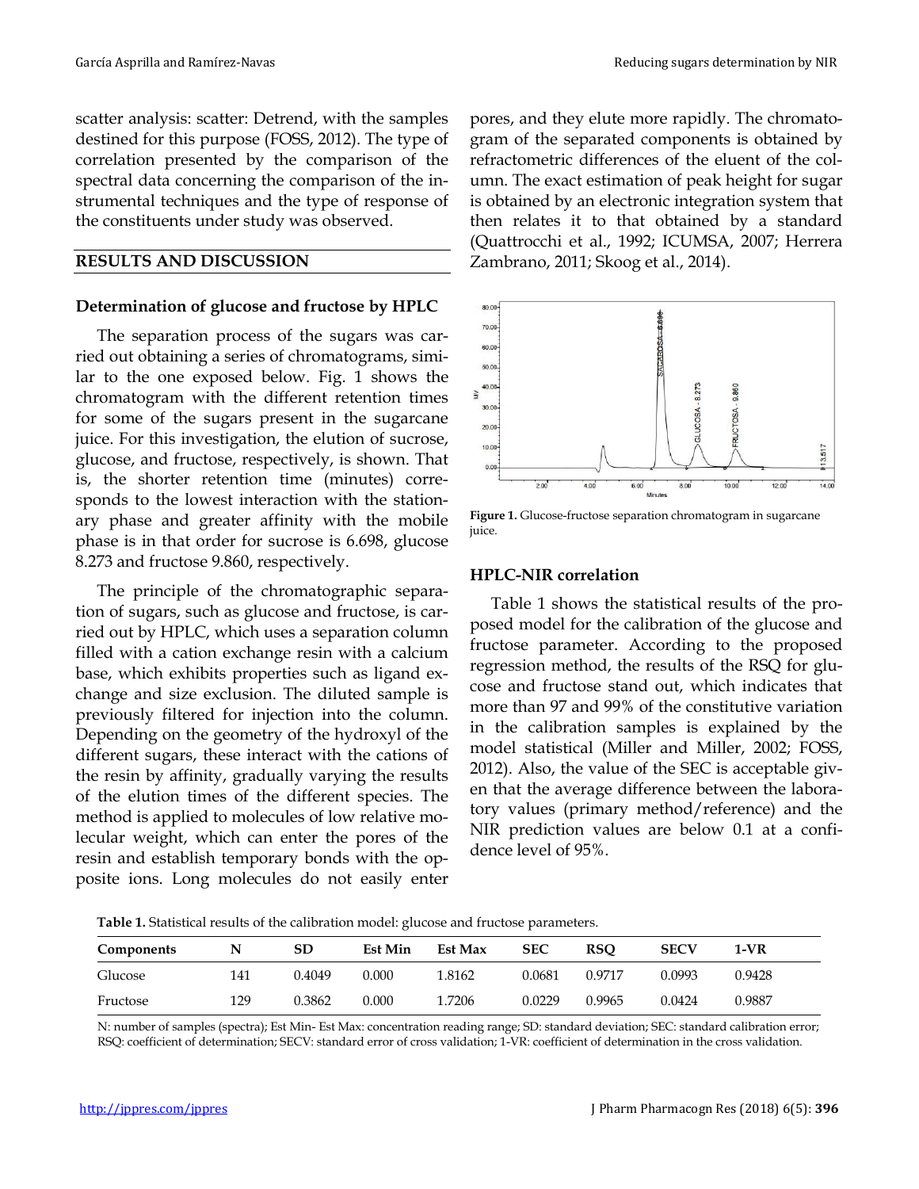scatter analysis: scatter: Detrend, with the samples destined for this purpose (FOSS, 2012). The type of correlation presented by the comparison of the spectral data concerning the comparison of the instrumental techniques and the type of response of the constituents under study was observed.

## RESULTS AND DISCUSSION

### Determination of glucose and fructose by HPLC

The separation process of the sugars was carried out obtaining a series of chromatograms, similar to the one exposed below. Fig. 1 shows the chromatogram with the different retention times for some of the sugars present in the sugarcane juice. For this investigation, the elution of sucrose, glucose, and fructose, respectively, is shown. That is, the shorter retention time (minutes) corresponds to the lowest interaction with the stationary phase and greater affinity with the mobile phase is in that order for sucrose is 6.698, glucose 8.273 and fructose 9.860, respectively.

The principle of the chromatographic separation of sugars, such as glucose and fructose, is carried out by HPLC, which uses a separation column filled with a cation exchange resin with a calcium base, which exhibits properties such as ligand exchange and size exclusion. The diluted sample is previously filtered for injection into the column. Depending on the geometry of the hydroxyl of the different sugars, these interact with the cations of the resin by affinity, gradually varying the results of the elution times of the different species. The method is applied to molecules of low relative molecular weight, which can enter the pores of the resin and establish temporary bonds with the opposite ions. Long molecules do not easily enter pores, and they elute more rapidly. The chromatogram of the separated components is obtained by refractometric differences of the eluent of the column. The exact estimation of peak height for sugar is obtained by an electronic integration system that then relates it to that obtained by a standard (Quattrocchi et al., 1992; ICUMSA, 2007; Herrera Zambrano, 2011; Skoog et al., 2014).

**Figure 1.** Glucose-fructose separation chromatogram in sugarcane juice.

### HPLC-NIR correlation

Table 1 shows the statistical results of the proposed model for the calibration of the glucose and fructose parameter. According to the proposed regression method, the results of the RSQ for glucose and fructose stand out, which indicates that more than 97 and 99% of the constitutive variation in the calibration samples is explained by the model statistical (Miller and Miller, 2002; FOSS, 2012). Also, the value of the SEC is acceptable given that the average difference between the laboratory values (primary method/reference) and the NIR prediction values are below 0.1 at a confidence level of 95%.

**Table 1.** Statistical results of the calibration model: glucose and fructose parameters.

| Components | N | SD | Est Min | Est Max | SEC | RSQ | SECV | 1-VR |
|---|---|---|---|---|---|---|---|---|
| Glucose | 141 | 0.4049 | 0.000 | 1.8162 | 0.0681 | 0.9717 | 0.0993 | 0.9428 |
| Fructose | 129 | 0.3862 | 0.000 | 1.7206 | 0.0229 | 0.9965 | 0.0424 | 0.9887 |

N: number of samples (spectra); Est Min- Est Max: concentration reading range; SD: standard deviation; SEC: standard calibration error; RSQ: coefficient of determination; SECV: standard error of cross validation; 1-VR: coefficient of determination in the cross validation.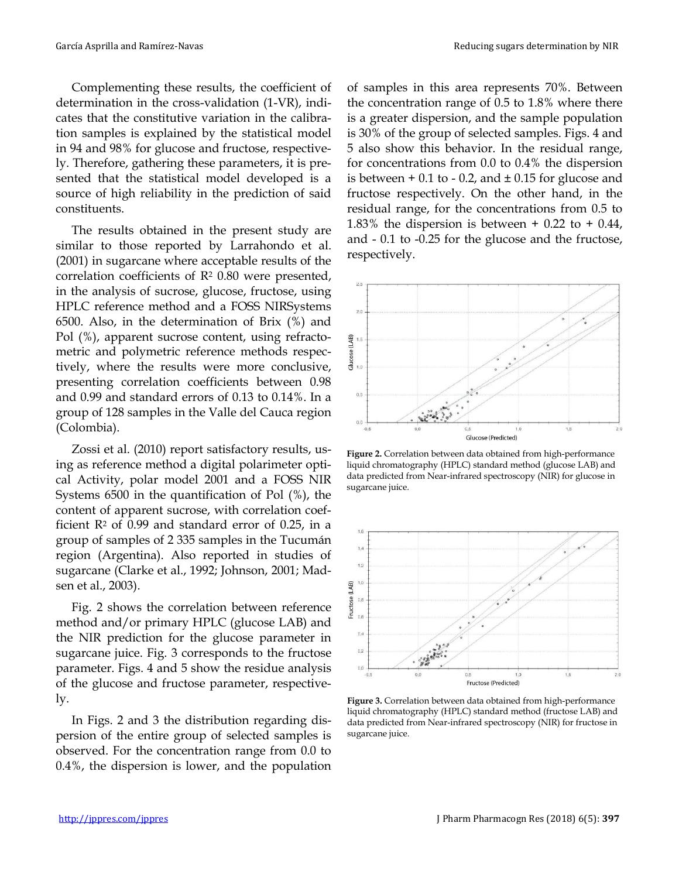Complementing these results, the coefficient of determination in the cross-validation (1-VR), indicates that the constitutive variation in the calibration samples is explained by the statistical model in 94 and 98% for glucose and fructose, respectively. Therefore, gathering these parameters, it is presented that the statistical model developed is a source of high reliability in the prediction of said constituents.

The results obtained in the present study are similar to those reported by Larrahondo et al. (2001) in sugarcane where acceptable results of the correlation coefficients of $R^2$ 0.80 were presented, in the analysis of sucrose, glucose, fructose, using HPLC reference method and a FOSS NIRSystems 6500. Also, in the determination of Brix (%) and Pol (%), apparent sucrose content, using refractometric and polymetric reference methods respectively, where the results were more conclusive, presenting correlation coefficients between 0.98 and 0.99 and standard errors of 0.13 to 0.14%. In a group of 128 samples in the Valle del Cauca region (Colombia).

Zossi et al. (2010) report satisfactory results, using as reference method a digital polarimeter optical Activity, polar model 2001 and a FOSS NIR Systems 6500 in the quantification of Pol (%), the content of apparent sucrose, with correlation coefficient $R^2$ of 0.99 and standard error of 0.25, in a group of samples of 2 335 samples in the Tucumán region (Argentina). Also reported in studies of sugarcane (Clarke et al., 1992; Johnson, 2001; Madsen et al., 2003).

Fig. 2 shows the correlation between reference method and/or primary HPLC (glucose LAB) and the NIR prediction for the glucose parameter in sugarcane juice. Fig. 3 corresponds to the fructose parameter. Figs. 4 and 5 show the residue analysis of the glucose and fructose parameter, respectively.

In Figs. 2 and 3 the distribution regarding dispersion of the entire group of selected samples is observed. For the concentration range from 0.0 to 0.4%, the dispersion is lower, and the population of samples in this area represents 70%. Between the concentration range of 0.5 to 1.8% where there is a greater dispersion, and the sample population is 30% of the group of selected samples. Figs. 4 and 5 also show this behavior. In the residual range, for concentrations from 0.0 to 0.4% the dispersion is between + 0.1 to - 0.2, and ± 0.15 for glucose and fructose respectively. On the other hand, in the residual range, for the concentrations from 0.5 to 1.83% the dispersion is between + 0.22 to + 0.44, and - 0.1 to -0.25 for the glucose and the fructose, respectively.

**Figure 2.** Correlation between data obtained from high-performance liquid chromatography (HPLC) standard method (glucose LAB) and data predicted from Near-infrared spectroscopy (NIR) for glucose in sugarcane juice.

**Figure 3.** Correlation between data obtained from high-performance liquid chromatography (HPLC) standard method (fructose LAB) and data predicted from Near-infrared spectroscopy (NIR) for fructose in sugarcane juice.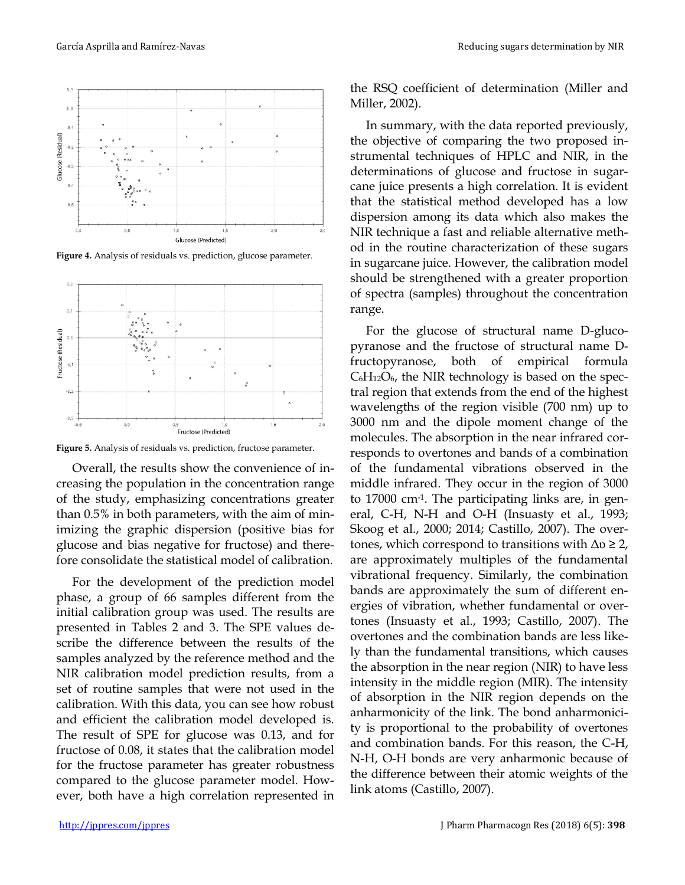**Figure 4.** Analysis of residuals vs. prediction, glucose parameter.

**Figure 5.** Analysis of residuals vs. prediction, fructose parameter.

Overall, the results show the convenience of increasing the population in the concentration range of the study, emphasizing concentrations greater than 0.5% in both parameters, with the aim of minimizing the graphic dispersion (positive bias for glucose and bias negative for fructose) and therefore consolidate the statistical model of calibration.

For the development of the prediction model phase, a group of 66 samples different from the initial calibration group was used. The results are presented in Tables 2 and 3. The SPE values describe the difference between the results of the samples analyzed by the reference method and the NIR calibration model prediction results, from a set of routine samples that were not used in the calibration. With this data, you can see how robust and efficient the calibration model developed is. The result of SPE for glucose was 0.13, and for fructose of 0.08, it states that the calibration model for the fructose parameter has greater robustness compared to the glucose parameter model. However, both have a high correlation represented in the RSQ coefficient of determination (Miller and Miller, 2002).

In summary, with the data reported previously, the objective of comparing the two proposed instrumental techniques of HPLC and NIR, in the determinations of glucose and fructose in sugarcane juice presents a high correlation. It is evident that the statistical method developed has a low dispersion among its data which also makes the NIR technique a fast and reliable alternative method in the routine characterization of these sugars in sugarcane juice. However, the calibration model should be strengthened with a greater proportion of spectra (samples) throughout the concentration range.

For the glucose of structural name D-glucopyranose and the fructose of structural name D-fructopyranose, both of empirical formula $C_6H_{12}O_6$, the NIR technology is based on the spectral region that extends from the end of the highest wavelengths of the region visible (700 nm) up to 3000 nm and the dipole moment change of the molecules. The absorption in the near infrared corresponds to overtones and bands of a combination of the fundamental vibrations observed in the middle infrared. They occur in the region of 3000 to 17000 $cm^{-1}$. The participating links are, in general, C-H, N-H and O-H (Insuasty et al., 1993; Skoog et al., 2000; 2014; Castillo, 2007). The overtones, which correspond to transitions with $\Delta \upsilon \geq 2$, are approximately multiples of the fundamental vibrational frequency. Similarly, the combination bands are approximately the sum of different energies of vibration, whether fundamental or overtones (Insuasty et al., 1993; Castillo, 2007). The overtones and the combination bands are less likely than the fundamental transitions, which causes the absorption in the near region (NIR) to have less intensity in the middle region (MIR). The intensity of absorption in the NIR region depends on the anharmonicity of the link. The bond anharmonicity is proportional to the probability of overtones and combination bands. For this reason, the C-H, N-H, O-H bonds are very anharmonic because of the difference between their atomic weights of the link atoms (Castillo, 2007).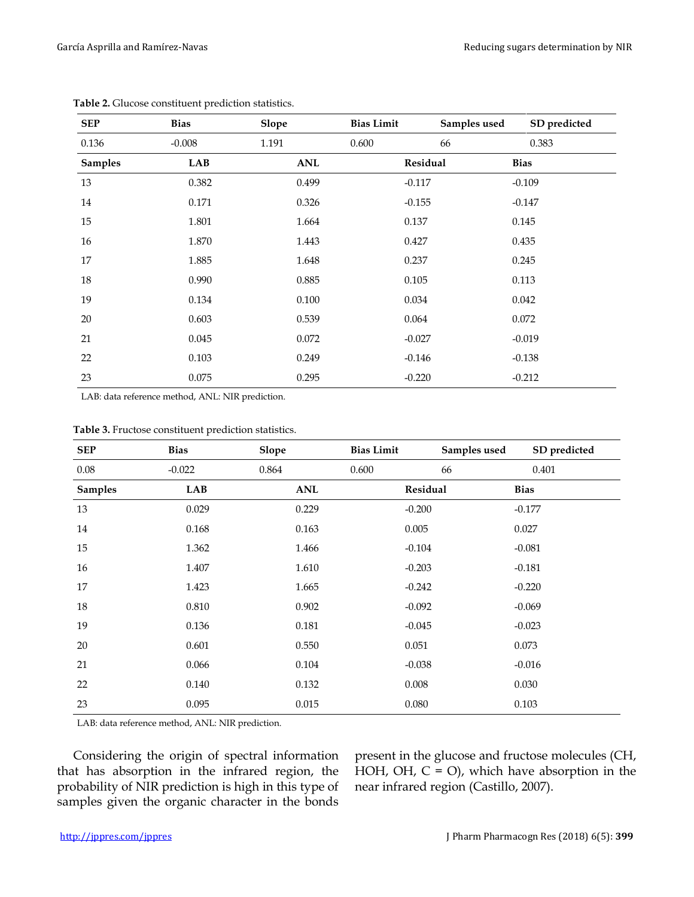**Table 2.** Glucose constituent prediction statistics.

| SEP | Bias | Slope | Bias Limit | Samples used | SD predicted |
|---|---|---|---|---|---|
| 0.136 | -0.008 | 1.191 | 0.600 | 66 | 0.383 |

| Samples | LAB | ANL | Residual | Bias |
|---|---|---|---|---|
| 13 | 0.382 | 0.499 | -0.117 | -0.109 |
| 14 | 0.171 | 0.326 | -0.155 | -0.147 |
| 15 | 1.801 | 1.664 | 0.137 | 0.145 |
| 16 | 1.870 | 1.443 | 0.427 | 0.435 |
| 17 | 1.885 | 1.648 | 0.237 | 0.245 |
| 18 | 0.990 | 0.885 | 0.105 | 0.113 |
| 19 | 0.134 | 0.100 | 0.034 | 0.042 |
| 20 | 0.603 | 0.539 | 0.064 | 0.072 |
| 21 | 0.045 | 0.072 | -0.027 | -0.019 |
| 22 | 0.103 | 0.249 | -0.146 | -0.138 |
| 23 | 0.075 | 0.295 | -0.220 | -0.212 |

LAB: data reference method, ANL: NIR prediction.

**Table 3.** Fructose constituent prediction statistics.

| SEP | Bias | Slope | Bias Limit | Samples used | SD predicted |
|---|---|---|---|---|---|
| 0.08 | -0.022 | 0.864 | 0.600 | 66 | 0.401 |

| Samples | LAB | ANL | Residual | Bias |
|---|---|---|---|---|
| 13 | 0.029 | 0.229 | -0.200 | -0.177 |
| 14 | 0.168 | 0.163 | 0.005 | 0.027 |
| 15 | 1.362 | 1.466 | -0.104 | -0.081 |
| 16 | 1.407 | 1.610 | -0.203 | -0.181 |
| 17 | 1.423 | 1.665 | -0.242 | -0.220 |
| 18 | 0.810 | 0.902 | -0.092 | -0.069 |
| 19 | 0.136 | 0.181 | -0.045 | -0.023 |
| 20 | 0.601 | 0.550 | 0.051 | 0.073 |
| 21 | 0.066 | 0.104 | -0.038 | -0.016 |
| 22 | 0.140 | 0.132 | 0.008 | 0.030 |
| 23 | 0.095 | 0.015 | 0.080 | 0.103 |

LAB: data reference method, ANL: NIR prediction.

Considering the origin of spectral information that has absorption in the infrared region, the probability of NIR prediction is high in this type of samples given the organic character in the bonds present in the glucose and fructose molecules (CH, HOH, OH, C = O), which have absorption in the near infrared region (Castillo, 2007).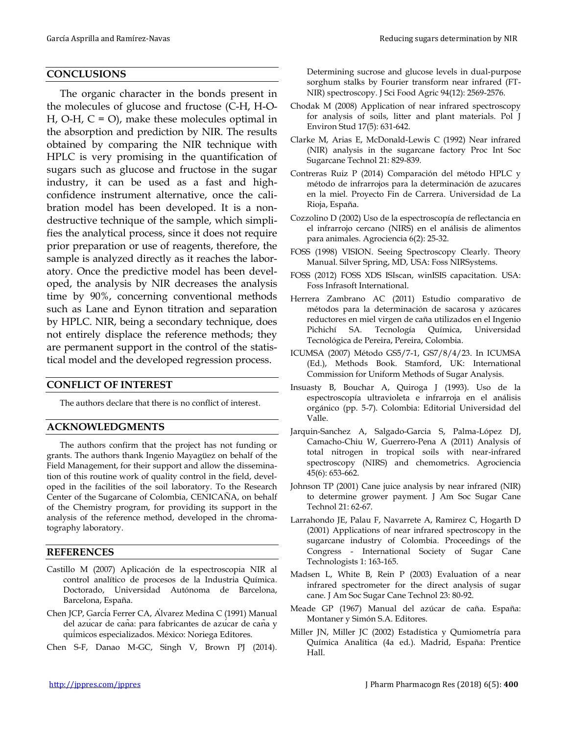## CONCLUSIONS

The organic character in the bonds present in the molecules of glucose and fructose (C-H, H-O-H, O-H, C = O), make these molecules optimal in the absorption and prediction by NIR. The results obtained by comparing the NIR technique with HPLC is very promising in the quantification of sugars such as glucose and fructose in the sugar industry, it can be used as a fast and high-confidence instrument alternative, once the calibration model has been developed. It is a non-destructive technique of the sample, which simplifies the analytical process, since it does not require prior preparation or use of reagents, therefore, the sample is analyzed directly as it reaches the laboratory. Once the predictive model has been developed, the analysis by NIR decreases the analysis time by 90%, concerning conventional methods such as Lane and Eynon titration and separation by HPLC. NIR, being a secondary technique, does not entirely displace the reference methods; they are permanent support in the control of the statistical model and the developed regression process.

## CONFLICT OF INTEREST

The authors declare that there is no conflict of interest.

## ACKNOWLEDGMENTS

The authors confirm that the project has not funding or grants. The authors thank Ingenio Mayagüez on behalf of the Field Management, for their support and allow the dissemination of this routine work of quality control in the field, developed in the facilities of the soil laboratory. To the Research Center of the Sugarcane of Colombia, CENICAÑA, on behalf of the Chemistry program, for providing its support in the analysis of the reference method, developed in the chromatography laboratory.

## REFERENCES

Castillo M (2007) Aplicación de la espectroscopia NIR al control analítico de procesos de la Industria Química. Doctorado, Universidad Autónoma de Barcelona, Barcelona, España.

Chen JCP, García Ferrer CA, Álvarez Medina C (1991) Manual del azúcar de caña: para fabricantes de azúcar de caña y químicos especializados. México: Noriega Editores.

Chen S-F, Danao M-GC, Singh V, Brown PJ (2014). Determining sucrose and glucose levels in dual-purpose sorghum stalks by Fourier transform near infrared (FT-NIR) spectroscopy. J Sci Food Agric 94(12): 2569-2576.

Chodak M (2008) Application of near infrared spectroscopy for analysis of soils, litter and plant materials. Pol J Environ Stud 17(5): 631-642.

Clarke M, Arias E, McDonald-Lewis C (1992) Near infrared (NIR) analysis in the sugarcane factory Proc Int Soc Sugarcane Technol 21: 829-839.

Contreras Ruiz P (2014) Comparación del método HPLC y método de infrarrojos para la determinación de azucares en la miel. Proyecto Fin de Carrera. Universidad de La Rioja, España.

Cozzolino D (2002) Uso de la espectroscopía de reflectancia en el infrarrojo cercano (NIRS) en el análisis de alimentos para animales. Agrociencia 6(2): 25-32.

FOSS (1998) VISION. Seeing Spectroscopy Clearly. Theory Manual. Silver Spring, MD, USA: Foss NIRSystems.

FOSS (2012) FOSS XDS ISIscan, winISIS capacitation. USA: Foss Infrasoft International.

Herrera Zambrano AC (2011) Estudio comparativo de métodos para la determinación de sacarosa y azúcares reductores en miel virgen de caña utilizados en el Ingenio Pichichí SA. Tecnología Química, Universidad Tecnológica de Pereira, Pereira, Colombia.

ICUMSA (2007) Método GS5/7-1, GS7/8/4/23. In ICUMSA (Ed.), Methods Book. Stamford, UK: International Commission for Uniform Methods of Sugar Analysis.

Insuasty B, Bouchar A, Quiroga J (1993). Uso de la espectroscopía ultravioleta e infrarroja en el análisis orgánico (pp. 5-7). Colombia: Editorial Universidad del Valle.

Jarquin-Sanchez A, Salgado-Garcia S, Palma-López DJ, Camacho-Chiu W, Guerrero-Pena A (2011) Analysis of total nitrogen in tropical soils with near-infrared spectroscopy (NIRS) and chemometrics. Agrociencia 45(6): 653-662.

Johnson TP (2001) Cane juice analysis by near infrared (NIR) to determine grower payment. J Am Soc Sugar Cane Technol 21: 62-67.

Larrahondo JE, Palau F, Navarrete A, Ramirez C, Hogarth D (2001) Applications of near infrared spectroscopy in the sugarcane industry of Colombia. Proceedings of the Congress - International Society of Sugar Cane Technologists 1: 163-165.

Madsen L, White B, Rein P (2003) Evaluation of a near infrared spectrometer for the direct analysis of sugar cane. J Am Soc Sugar Cane Technol 23: 80-92.

Meade GP (1967) Manual del azúcar de caña. España: Montaner y Simón S.A. Editores.

Miller JN, Miller JC (2002) Estadística y Qumiometría para Química Analítica (4a ed.). Madrid, España: Prentice Hall.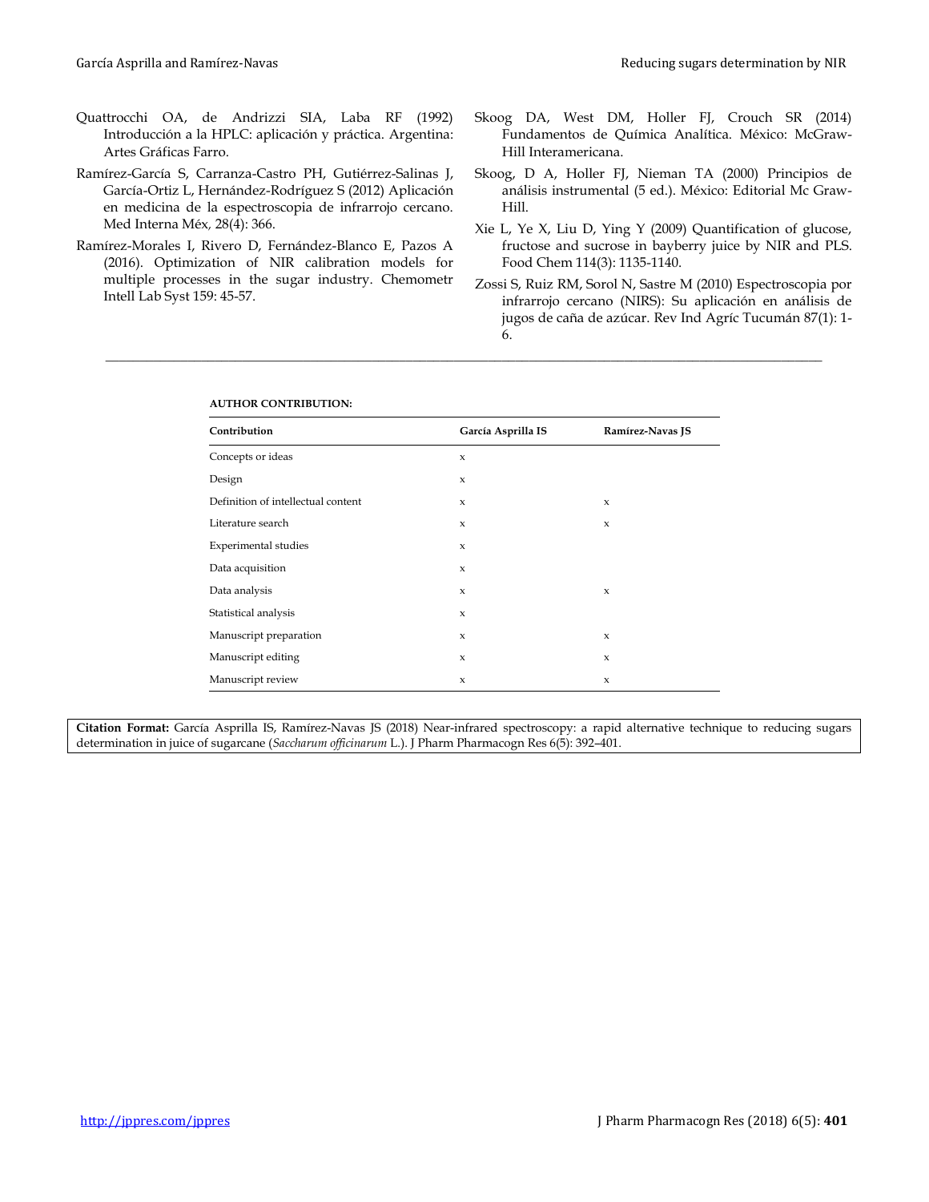Quattrocchi OA, de Andrizzi SIA, Laba RF (1992) Introducción a la HPLC: aplicación y práctica. Argentina: Artes Gráficas Farro.

Ramírez-García S, Carranza-Castro PH, Gutiérrez-Salinas J, García-Ortiz L, Hernández-Rodríguez S (2012) Aplicación en medicina de la espectroscopia de infrarrojo cercano. Med Interna Méx, 28(4): 366.

Ramírez-Morales I, Rivero D, Fernández-Blanco E, Pazos A (2016). Optimization of NIR calibration models for multiple processes in the sugar industry. Chemometr Intell Lab Syst 159: 45-57.

Skoog DA, West DM, Holler FJ, Crouch SR (2014) Fundamentos de Química Analítica. México: McGraw-Hill Interamericana.

Skoog, D A, Holler FJ, Nieman TA (2000) Principios de análisis instrumental (5 ed.). México: Editorial Mc Graw-Hill.

Xie L, Ye X, Liu D, Ying Y (2009) Quantification of glucose, fructose and sucrose in bayberry juice by NIR and PLS. Food Chem 114(3): 1135-1140.

Zossi S, Ruiz RM, Sorol N, Sastre M (2010) Espectroscopia por infrarrojo cercano (NIRS): Su aplicación en análisis de jugos de caña de azúcar. Rev Ind Agríc Tucumán 87(1): 1-6.

---

**AUTHOR CONTRIBUTION:**

| Contribution | García Asprilla IS | Ramírez-Navas JS |
|---|---|---|
| Concepts or ideas | x | |
| Design | x | |
| Definition of intellectual content | x | x |
| Literature search | x | x |
| Experimental studies | x | |
| Data acquisition | x | |
| Data analysis | x | x |
| Statistical analysis | x | |
| Manuscript preparation | x | x |
| Manuscript editing | x | x |
| Manuscript review | x | x |

**Citation Format:** García Asprilla IS, Ramírez-Navas JS (2018) Near-infrared spectroscopy: a rapid alternative technique to reducing sugars determination in juice of sugarcane (*Saccharum officinarum* L.). J Pharm Pharmacogn Res 6(5): 392–401.